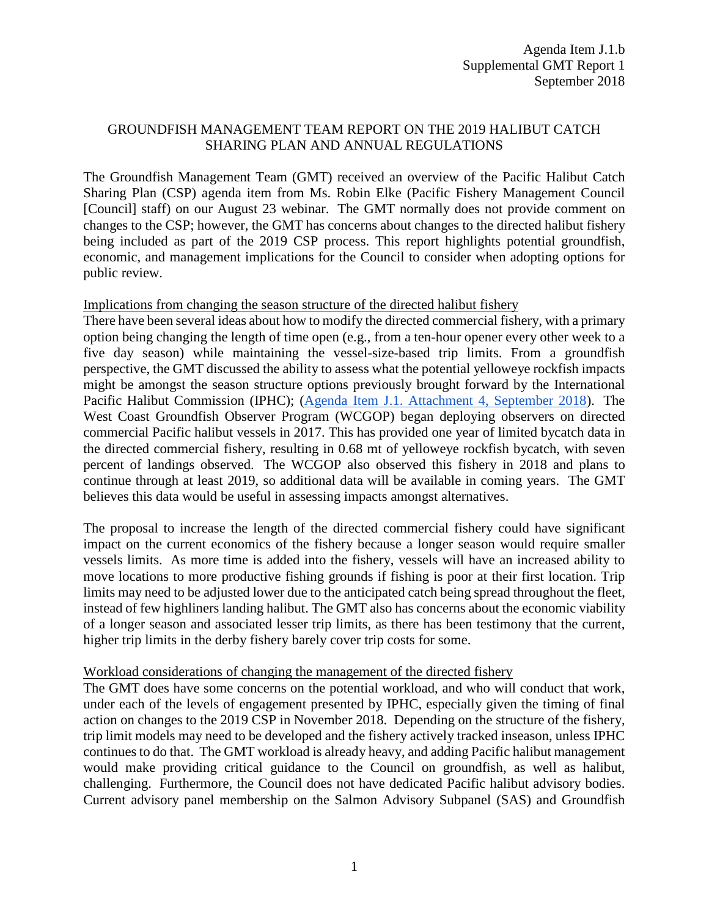Agenda Item J.1.b
Supplemental GMT Report 1
September 2018

# GROUNDFISH MANAGEMENT TEAM REPORT ON THE 2019 HALIBUT CATCH SHARING PLAN AND ANNUAL REGULATIONS

The Groundfish Management Team (GMT) received an overview of the Pacific Halibut Catch Sharing Plan (CSP) agenda item from Ms. Robin Elke (Pacific Fishery Management Council [Council] staff) on our August 23 webinar. The GMT normally does not provide comment on changes to the CSP; however, the GMT has concerns about changes to the directed halibut fishery being included as part of the 2019 CSP process. This report highlights potential groundfish, economic, and management implications for the Council to consider when adopting options for public review.

## Implications from changing the season structure of the directed halibut fishery

There have been several ideas about how to modify the directed commercial fishery, with a primary option being changing the length of time open (e.g., from a ten-hour opener every other week to a five day season) while maintaining the vessel-size-based trip limits. From a groundfish perspective, the GMT discussed the ability to assess what the potential yelloweye rockfish impacts might be amongst the season structure options previously brought forward by the International Pacific Halibut Commission (IPHC); (Agenda Item J.1. Attachment 4, September 2018). The West Coast Groundfish Observer Program (WCGOP) began deploying observers on directed commercial Pacific halibut vessels in 2017. This has provided one year of limited bycatch data in the directed commercial fishery, resulting in 0.68 mt of yelloweye rockfish bycatch, with seven percent of landings observed. The WCGOP also observed this fishery in 2018 and plans to continue through at least 2019, so additional data will be available in coming years. The GMT believes this data would be useful in assessing impacts amongst alternatives.

The proposal to increase the length of the directed commercial fishery could have significant impact on the current economics of the fishery because a longer season would require smaller vessels limits. As more time is added into the fishery, vessels will have an increased ability to move locations to more productive fishing grounds if fishing is poor at their first location. Trip limits may need to be adjusted lower due to the anticipated catch being spread throughout the fleet, instead of few highliners landing halibut. The GMT also has concerns about the economic viability of a longer season and associated lesser trip limits, as there has been testimony that the current, higher trip limits in the derby fishery barely cover trip costs for some.

## Workload considerations of changing the management of the directed fishery

The GMT does have some concerns on the potential workload, and who will conduct that work, under each of the levels of engagement presented by IPHC, especially given the timing of final action on changes to the 2019 CSP in November 2018. Depending on the structure of the fishery, trip limit models may need to be developed and the fishery actively tracked inseason, unless IPHC continues to do that. The GMT workload is already heavy, and adding Pacific halibut management would make providing critical guidance to the Council on groundfish, as well as halibut, challenging. Furthermore, the Council does not have dedicated Pacific halibut advisory bodies. Current advisory panel membership on the Salmon Advisory Subpanel (SAS) and Groundfish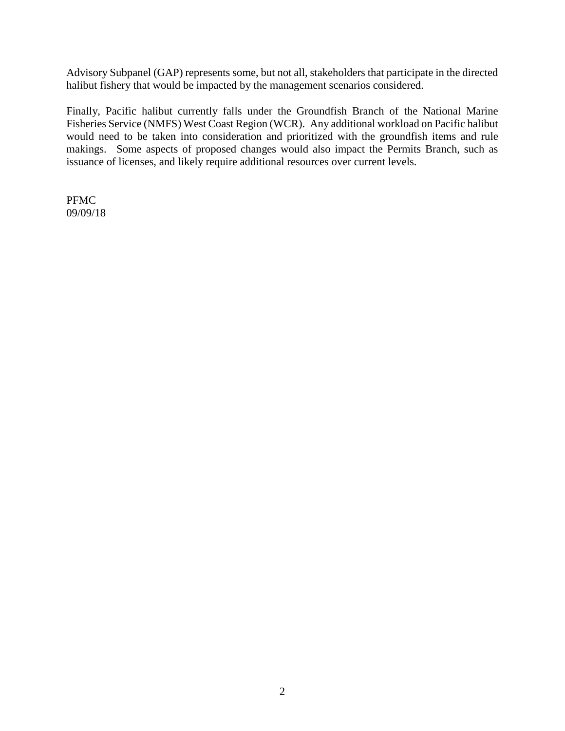Advisory Subpanel (GAP) represents some, but not all, stakeholders that participate in the directed halibut fishery that would be impacted by the management scenarios considered.

Finally, Pacific halibut currently falls under the Groundfish Branch of the National Marine Fisheries Service (NMFS) West Coast Region (WCR). Any additional workload on Pacific halibut would need to be taken into consideration and prioritized with the groundfish items and rule makings. Some aspects of proposed changes would also impact the Permits Branch, such as issuance of licenses, and likely require additional resources over current levels.

PFMC
09/09/18